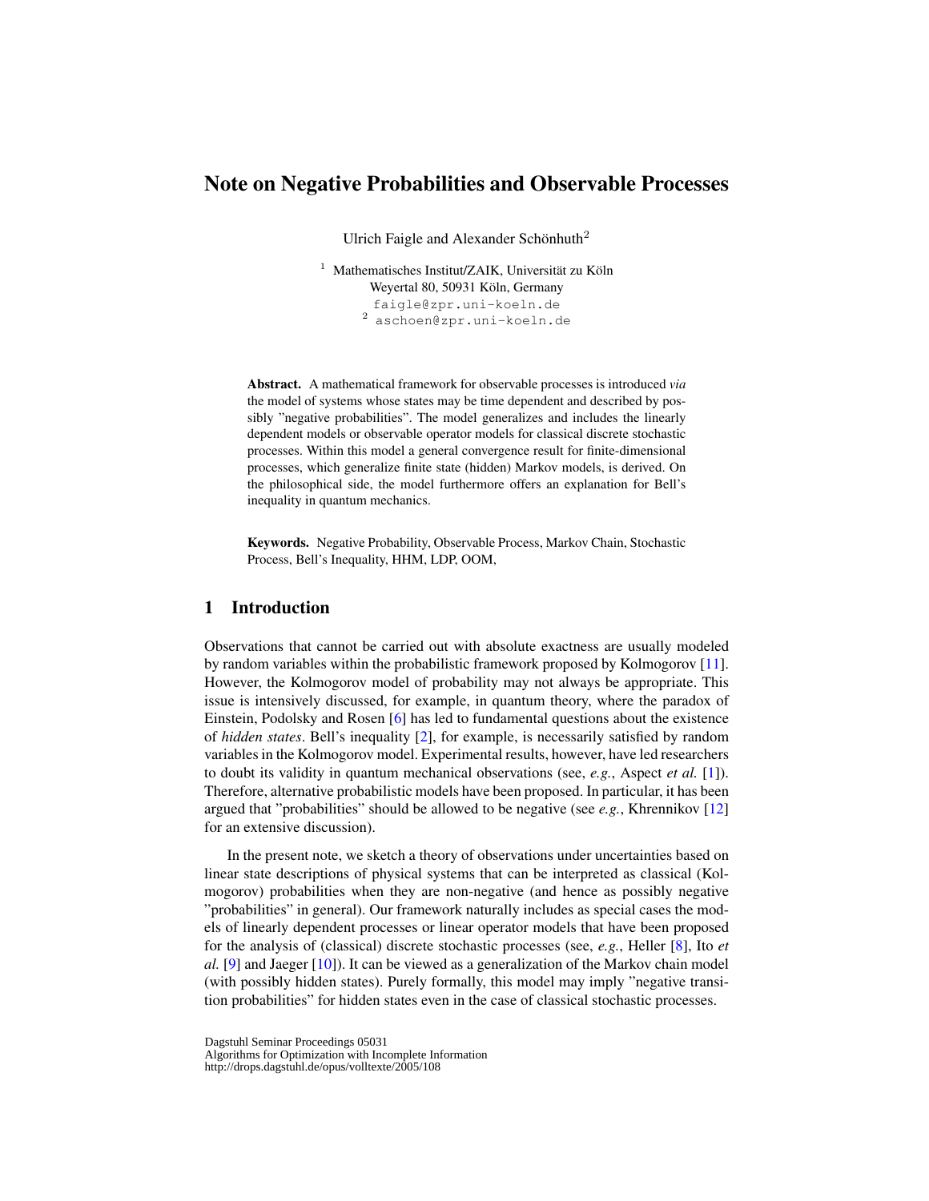# Note on Negative Probabilities and Observable Processes

Ulrich Faigle and Alexander Schönhuth[2]

[1] Mathematisches Institut/ZAIK, Universität zu Köln
Weyertal 80, 50931 Köln, Germany
faigle@zpr.uni-koeln.de
[2] aschoen@zpr.uni-koeln.de

**Abstract.** A mathematical framework for observable processes is introduced *via* the model of systems whose states may be time dependent and described by possibly "negative probabilities". The model generalizes and includes the linearly dependent models or observable operator models for classical discrete stochastic processes. Within this model a general convergence result for finite-dimensional processes, which generalize finite state (hidden) Markov models, is derived. On the philosophical side, the model furthermore offers an explanation for Bell's inequality in quantum mechanics.

**Keywords.** Negative Probability, Observable Process, Markov Chain, Stochastic Process, Bell's Inequality, HHM, LDP, OOM,

## 1 Introduction

Observations that cannot be carried out with absolute exactness are usually modeled by random variables within the probabilistic framework proposed by Kolmogorov [11]. However, the Kolmogorov model of probability may not always be appropriate. This issue is intensively discussed, for example, in quantum theory, where the paradox of Einstein, Podolsky and Rosen [6] has led to fundamental questions about the existence of *hidden states*. Bell's inequality [2], for example, is necessarily satisfied by random variables in the Kolmogorov model. Experimental results, however, have led researchers to doubt its validity in quantum mechanical observations (see, *e.g.*, Aspect *et al.* [1]). Therefore, alternative probabilistic models have been proposed. In particular, it has been argued that "probabilities" should be allowed to be negative (see *e.g.*, Khrennikov [12] for an extensive discussion).

In the present note, we sketch a theory of observations under uncertainties based on linear state descriptions of physical systems that can be interpreted as classical (Kolmogorov) probabilities when they are non-negative (and hence as possibly negative "probabilities" in general). Our framework naturally includes as special cases the models of linearly dependent processes or linear operator models that have been proposed for the analysis of (classical) discrete stochastic processes (see, *e.g.*, Heller [8], Ito *et al.* [9] and Jaeger [10]). It can be viewed as a generalization of the Markov chain model (with possibly hidden states). Purely formally, this model may imply "negative transition probabilities" for hidden states even in the case of classical stochastic processes.

Dagstuhl Seminar Proceedings 05031
Algorithms for Optimization with Incomplete Information
http://drops.dagstuhl.de/opus/volltexte/2005/108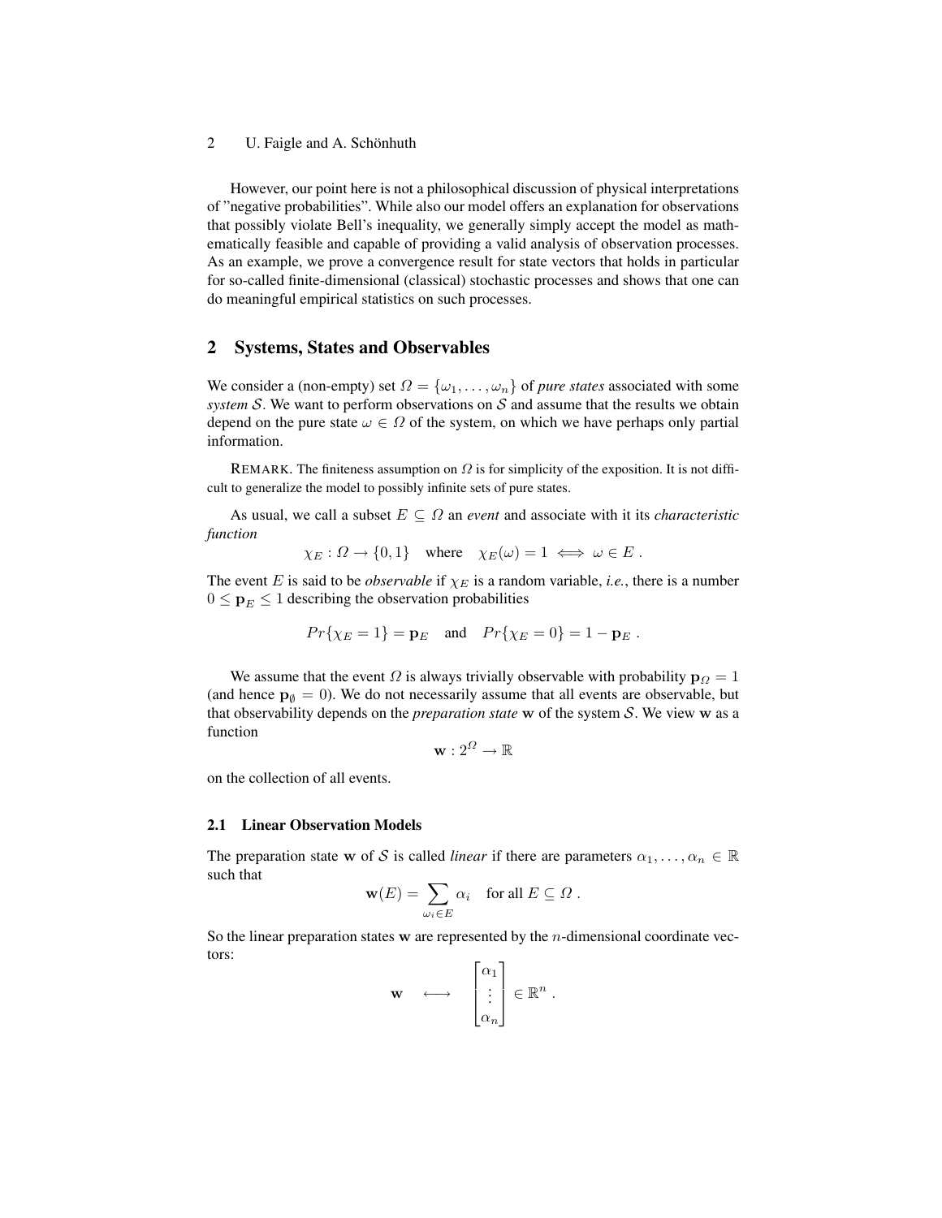However, our point here is not a philosophical discussion of physical interpretations of "negative probabilities". While also our model offers an explanation for observations that possibly violate Bell's inequality, we generally simply accept the model as mathematically feasible and capable of providing a valid analysis of observation processes. As an example, we prove a convergence result for state vectors that holds in particular for so-called finite-dimensional (classical) stochastic processes and shows that one can do meaningful empirical statistics on such processes.

## 2 Systems, States and Observables

We consider a (non-empty) set $\Omega = \{\omega_1, \ldots, \omega_n\}$ of *pure states* associated with some *system* $\mathcal{S}$. We want to perform observations on $\mathcal{S}$ and assume that the results we obtain depend on the pure state $\omega \in \Omega$ of the system, on which we have perhaps only partial information.

REMARK. The finiteness assumption on $\Omega$ is for simplicity of the exposition. It is not difficult to generalize the model to possibly infinite sets of pure states.

As usual, we call a subset $E \subseteq \Omega$ an *event* and associate with it its *characteristic function*

$$\chi_E : \Omega \to \{0, 1\} \quad \text{where} \quad \chi_E(\omega) = 1 \iff \omega \in E \; .$$

The event $E$ is said to be *observable* if $\chi_E$ is a random variable, *i.e.*, there is a number $0 \leq \mathbf{p}_E \leq 1$ describing the observation probabilities

$$Pr\{\chi_E = 1\} = \mathbf{p}_E \quad \text{and} \quad Pr\{\chi_E = 0\} = 1 - \mathbf{p}_E \; .$$

We assume that the event $\Omega$ is always trivially observable with probability $\mathbf{p}_\Omega = 1$ (and hence $\mathbf{p}_\emptyset = 0$). We do not necessarily assume that all events are observable, but that observability depends on the *preparation state* $\mathbf{w}$ of the system $\mathcal{S}$. We view $\mathbf{w}$ as a function

$$\mathbf{w} : 2^\Omega \to \mathbb{R}$$

on the collection of all events.

### 2.1 Linear Observation Models

The preparation state $\mathbf{w}$ of $\mathcal{S}$ is called *linear* if there are parameters $\alpha_1, \ldots, \alpha_n \in \mathbb{R}$ such that

$$\mathbf{w}(E) = \sum_{\omega_i \in E} \alpha_i \quad \text{for all } E \subseteq \Omega \; .$$

So the linear preparation states $\mathbf{w}$ are represented by the $n$-dimensional coordinate vectors:

$$\mathbf{w} \quad \longleftrightarrow \quad \begin{bmatrix} \alpha_1 \\ \vdots \\ \alpha_n \end{bmatrix} \in \mathbb{R}^n \; .$$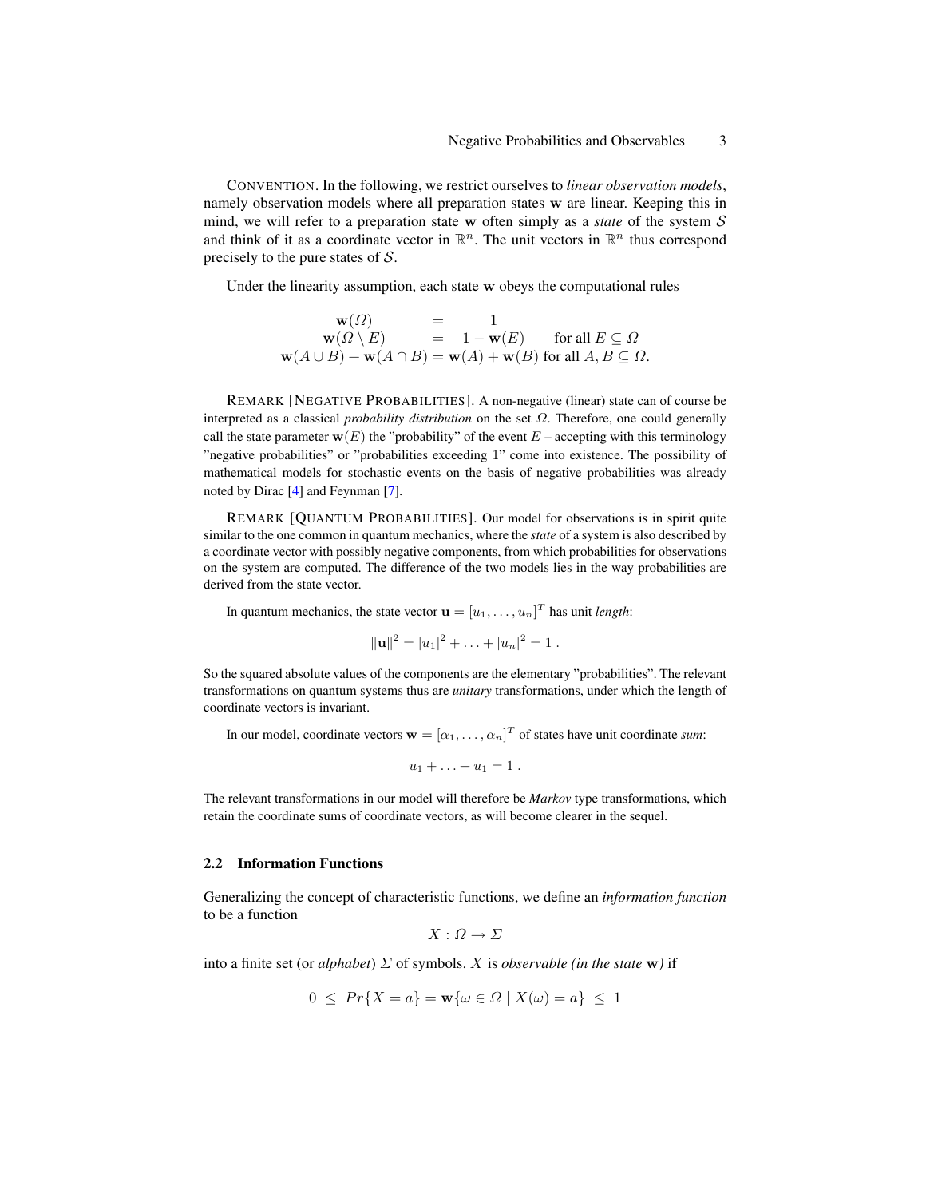CONVENTION. In the following, we restrict ourselves to *linear observation models*, namely observation models where all preparation states $\mathbf{w}$ are linear. Keeping this in mind, we will refer to a preparation state $\mathbf{w}$ often simply as a *state* of the system $\mathcal{S}$ and think of it as a coordinate vector in $\mathbb{R}^n$. The unit vectors in $\mathbb{R}^n$ thus correspond precisely to the pure states of $\mathcal{S}$.

Under the linearity assumption, each state $\mathbf{w}$ obeys the computational rules

$$
\begin{aligned}
\mathbf{w}(\Omega) &= 1 \\
\mathbf{w}(\Omega \setminus E) &= 1 - \mathbf{w}(E) \quad \text{for all } E \subseteq \Omega \\
\mathbf{w}(A \cup B) + \mathbf{w}(A \cap B) &= \mathbf{w}(A) + \mathbf{w}(B) \text{ for all } A, B \subseteq \Omega.
\end{aligned}
$$

REMARK [NEGATIVE PROBABILITIES]. A non-negative (linear) state can of course be interpreted as a classical *probability distribution* on the set $\Omega$. Therefore, one could generally call the state parameter $\mathbf{w}(E)$ the "probability" of the event $E$ – accepting with this terminology "negative probabilities" or "probabilities exceeding 1" come into existence. The possibility of mathematical models for stochastic events on the basis of negative probabilities was already noted by Dirac [4] and Feynman [7].

REMARK [QUANTUM PROBABILITIES]. Our model for observations is in spirit quite similar to the one common in quantum mechanics, where the *state* of a system is also described by a coordinate vector with possibly negative components, from which probabilities for observations on the system are computed. The difference of the two models lies in the way probabilities are derived from the state vector.

In quantum mechanics, the state vector $\mathbf{u} = [u_1, \ldots, u_n]^T$ has unit *length*:

$$
\|\mathbf{u}\|^2 = |u_1|^2 + \ldots + |u_n|^2 = 1 \; .
$$

So the squared absolute values of the components are the elementary "probabilities". The relevant transformations on quantum systems thus are *unitary* transformations, under which the length of coordinate vectors is invariant.

In our model, coordinate vectors $\mathbf{w} = [\alpha_1, \ldots, \alpha_n]^T$ of states have unit coordinate *sum*:

$$
u_1 + \ldots + u_1 = 1 \; .
$$

The relevant transformations in our model will therefore be *Markov* type transformations, which retain the coordinate sums of coordinate vectors, as will become clearer in the sequel.

### 2.2 Information Functions

Generalizing the concept of characteristic functions, we define an *information function* to be a function

$$
X : \Omega \to \Sigma
$$

into a finite set (or *alphabet*) $\Sigma$ of symbols. $X$ is *observable (in the state* $\mathbf{w}$*)* if

$$
0 \;\leq\; Pr\{X = a\} = \mathbf{w}\{\omega \in \Omega \mid X(\omega) = a\} \;\leq\; 1
$$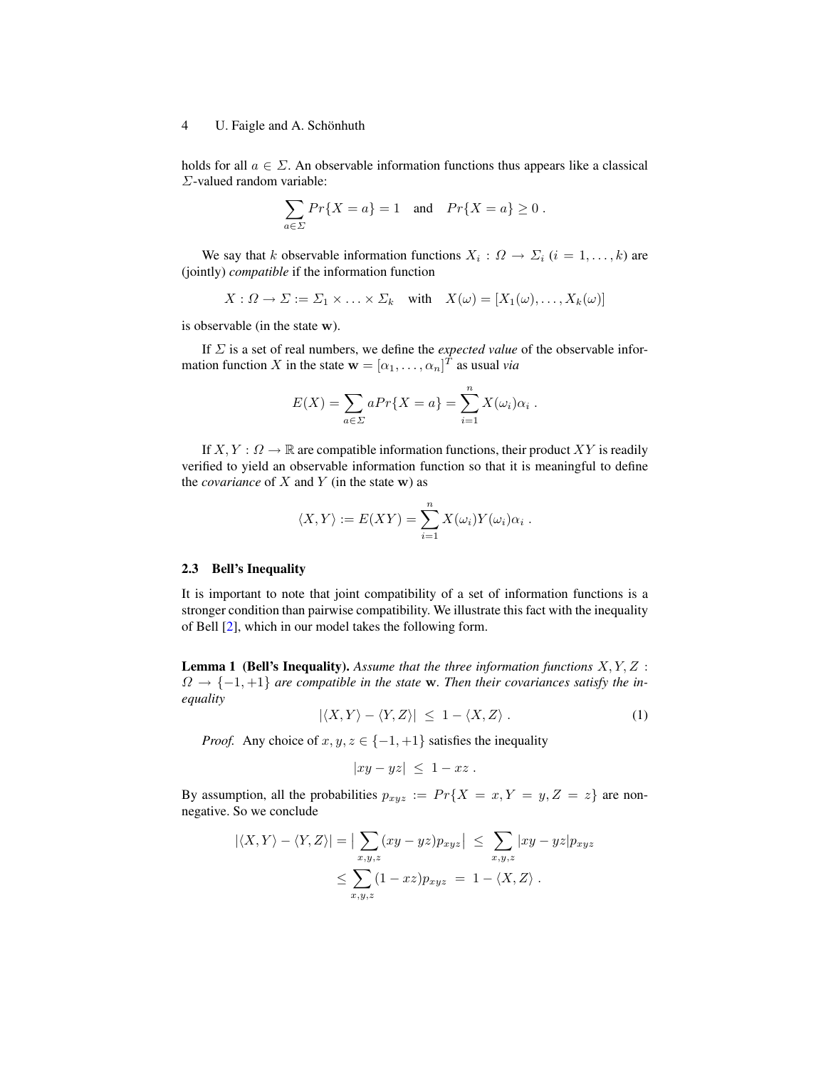holds for all $a \in \Sigma$. An observable information functions thus appears like a classical $\Sigma$-valued random variable:

$$\sum_{a \in \Sigma} Pr\{X = a\} = 1 \quad \text{and} \quad Pr\{X = a\} \geq 0 \ .$$

We say that $k$ observable information functions $X_i : \Omega \to \Sigma_i$ ($i = 1, \ldots, k$) are (jointly) *compatible* if the information function

$$X : \Omega \to \Sigma := \Sigma_1 \times \ldots \times \Sigma_k \quad \text{with} \quad X(\omega) = [X_1(\omega), \ldots, X_k(\omega)]$$

is observable (in the state $\mathbf{w}$).

If $\Sigma$ is a set of real numbers, we define the *expected value* of the observable information function $X$ in the state $\mathbf{w} = [\alpha_1, \ldots, \alpha_n]^T$ as usual *via*

$$E(X) = \sum_{a \in \Sigma} a Pr\{X = a\} = \sum_{i=1}^{n} X(\omega_i)\alpha_i \ .$$

If $X, Y : \Omega \to \mathbb{R}$ are compatible information functions, their product $XY$ is readily verified to yield an observable information function so that it is meaningful to define the *covariance* of $X$ and $Y$ (in the state $\mathbf{w}$) as

$$\langle X, Y \rangle := E(XY) = \sum_{i=1}^{n} X(\omega_i)Y(\omega_i)\alpha_i \ .$$

### 2.3 Bell's Inequality

It is important to note that joint compatibility of a set of information functions is a stronger condition than pairwise compatibility. We illustrate this fact with the inequality of Bell [2], which in our model takes the following form.

**Lemma 1 (Bell's Inequality).** *Assume that the three information functions $X, Y, Z : \Omega \to \{-1, +1\}$ are compatible in the state $\mathbf{w}$. Then their covariances satisfy the inequality*

$$|\langle X, Y \rangle - \langle Y, Z \rangle| \ \leq \ 1 - \langle X, Z \rangle \ . \tag{1}$$

*Proof.* Any choice of $x, y, z \in \{-1, +1\}$ satisfies the inequality

$$|xy - yz| \ \leq \ 1 - xz \ .$$

By assumption, all the probabilities $p_{xyz} := Pr\{X = x, Y = y, Z = z\}$ are nonnegative. So we conclude

$$|\langle X, Y \rangle - \langle Y, Z \rangle| = \big| \sum_{x,y,z} (xy - yz)p_{xyz} \big| \ \leq \ \sum_{x,y,z} |xy - yz| p_{xyz}$$
$$\leq \sum_{x,y,z} (1 - xz)p_{xyz} \ = \ 1 - \langle X, Z \rangle \ .$$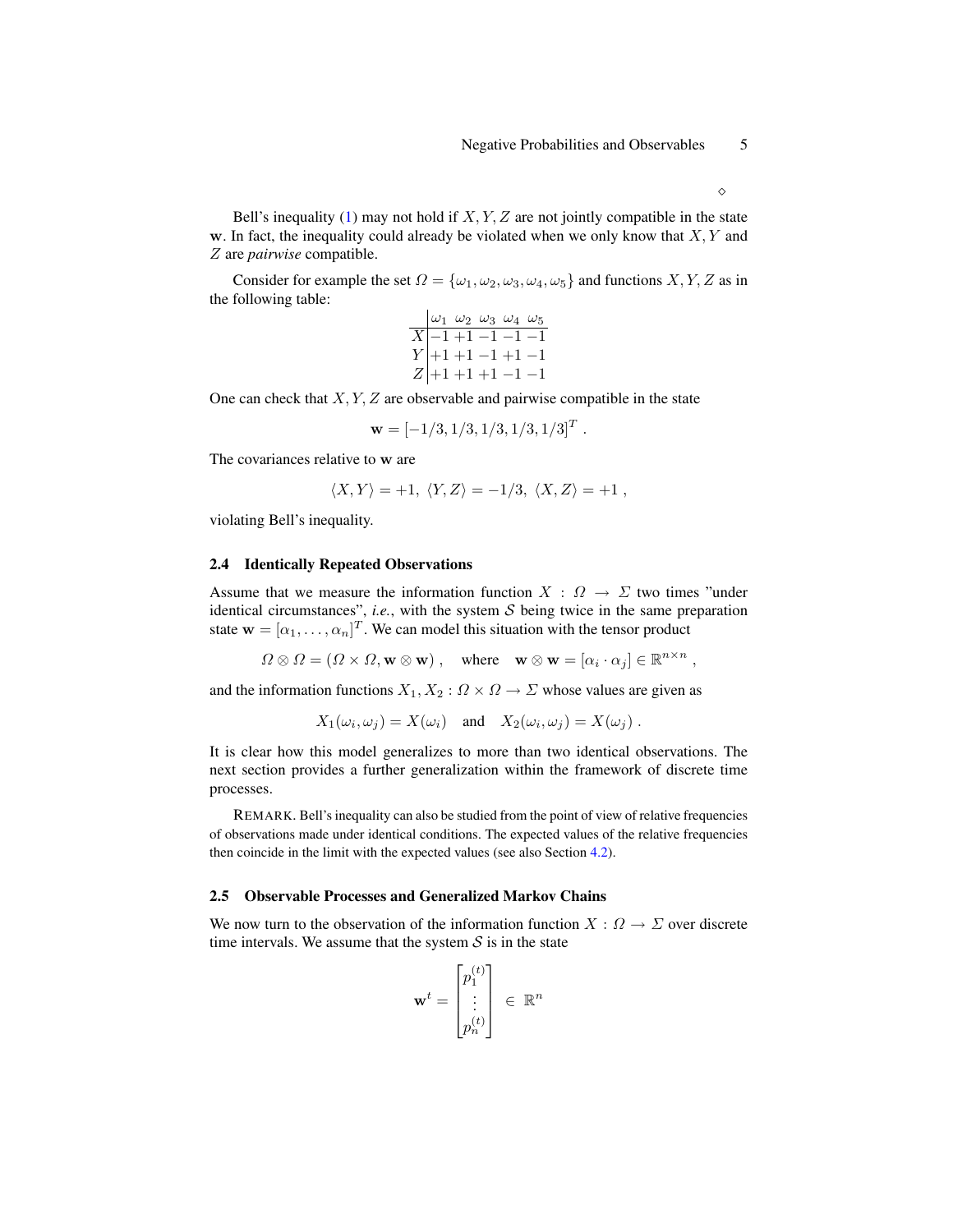◇

Bell's inequality (1) may not hold if $X, Y, Z$ are not jointly compatible in the state $\mathbf{w}$. In fact, the inequality could already be violated when we only know that $X, Y$ and $Z$ are *pairwise* compatible.

Consider for example the set $\Omega = \{\omega_1, \omega_2, \omega_3, \omega_4, \omega_5\}$ and functions $X, Y, Z$ as in the following table:

| | $\omega_1$ | $\omega_2$ | $\omega_3$ | $\omega_4$ | $\omega_5$ |
|---|---|---|---|---|---|
| $X$ | $-1$ | $+1$ | $-1$ | $-1$ | $-1$ |
| $Y$ | $+1$ | $+1$ | $-1$ | $+1$ | $-1$ |
| $Z$ | $+1$ | $+1$ | $+1$ | $-1$ | $-1$ |

One can check that $X, Y, Z$ are observable and pairwise compatible in the state

$$\mathbf{w} = [-1/3, 1/3, 1/3, 1/3, 1/3]^T .$$

The covariances relative to $\mathbf{w}$ are

$$\langle X, Y \rangle = +1,\ \langle Y, Z \rangle = -1/3,\ \langle X, Z \rangle = +1 ,$$

violating Bell's inequality.

### 2.4 Identically Repeated Observations

Assume that we measure the information function $X : \Omega \to \Sigma$ two times "under identical circumstances", *i.e.*, with the system $\mathcal{S}$ being twice in the same preparation state $\mathbf{w} = [\alpha_1, \ldots, \alpha_n]^T$. We can model this situation with the tensor product

$$\Omega \otimes \Omega = (\Omega \times \Omega, \mathbf{w} \otimes \mathbf{w}) , \quad \text{where} \quad \mathbf{w} \otimes \mathbf{w} = [\alpha_i \cdot \alpha_j] \in \mathbb{R}^{n \times n} ,$$

and the information functions $X_1, X_2 : \Omega \times \Omega \to \Sigma$ whose values are given as

$$X_1(\omega_i, \omega_j) = X(\omega_i) \quad \text{and} \quad X_2(\omega_i, \omega_j) = X(\omega_j) .$$

It is clear how this model generalizes to more than two identical observations. The next section provides a further generalization within the framework of discrete time processes.

REMARK. Bell's inequality can also be studied from the point of view of relative frequencies of observations made under identical conditions. The expected values of the relative frequencies then coincide in the limit with the expected values (see also Section 4.2).

### 2.5 Observable Processes and Generalized Markov Chains

We now turn to the observation of the information function $X : \Omega \to \Sigma$ over discrete time intervals. We assume that the system $\mathcal{S}$ is in the state

$$\mathbf{w}^t = \begin{bmatrix} p_1^{(t)} \\ \vdots \\ p_n^{(t)} \end{bmatrix} \in \mathbb{R}^n$$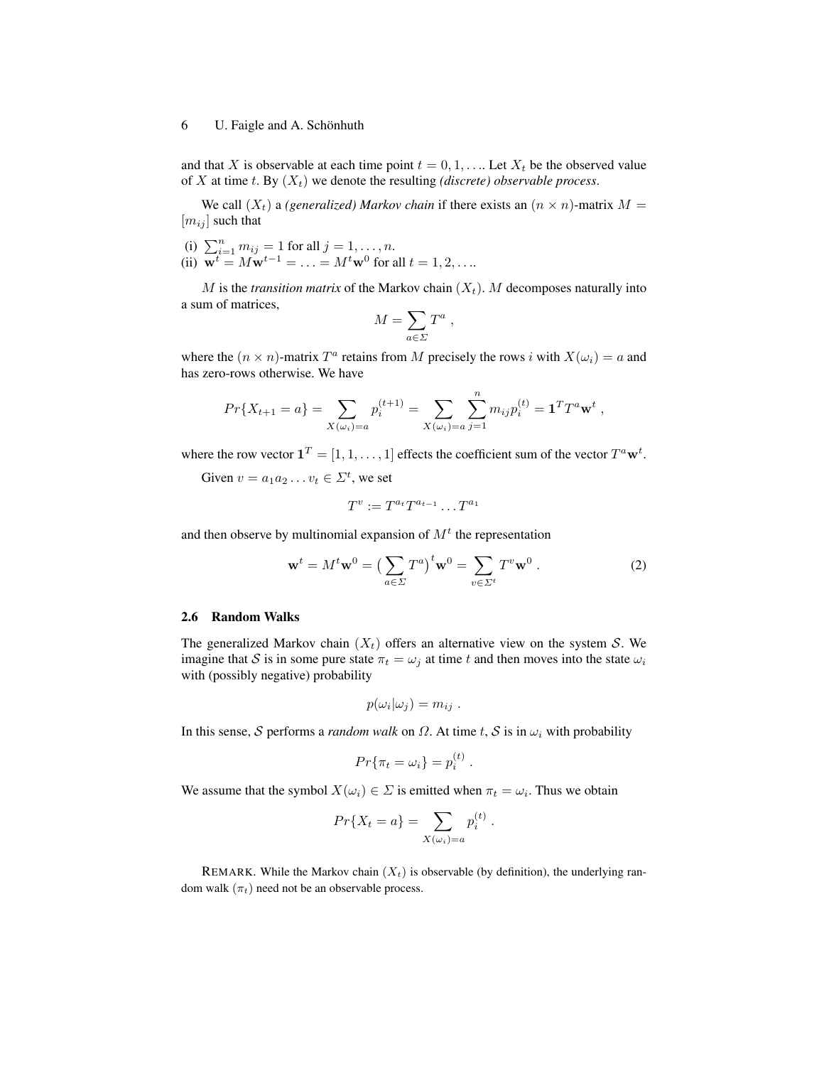and that $X$ is observable at each time point $t = 0, 1, \ldots$. Let $X_t$ be the observed value of $X$ at time $t$. By $(X_t)$ we denote the resulting *(discrete) observable process*.

We call $(X_t)$ a *(generalized) Markov chain* if there exists an $(n \times n)$-matrix $M = [m_{ij}]$ such that

(i) $\sum_{i=1}^{n} m_{ij} = 1$ for all $j = 1, \ldots, n$.
(ii) $\mathbf{w}^t = M\mathbf{w}^{t-1} = \ldots = M^t\mathbf{w}^0$ for all $t = 1, 2, \ldots$.

$M$ is the *transition matrix* of the Markov chain $(X_t)$. $M$ decomposes naturally into a sum of matrices,

$$M = \sum_{a \in \Sigma} T^a ,$$

where the $(n \times n)$-matrix $T^a$ retains from $M$ precisely the rows $i$ with $X(\omega_i) = a$ and has zero-rows otherwise. We have

$$Pr\{X_{t+1} = a\} = \sum_{X(\omega_i)=a} p_i^{(t+1)} = \sum_{X(\omega_i)=a} \sum_{j=1}^{n} m_{ij} p_i^{(t)} = \mathbf{1}^T T^a \mathbf{w}^t ,$$

where the row vector $\mathbf{1}^T = [1, 1, \ldots, 1]$ effects the coefficient sum of the vector $T^a\mathbf{w}^t$.

Given $v = a_1 a_2 \ldots v_t \in \Sigma^t$, we set

$$T^v := T^{a_t} T^{a_{t-1}} \ldots T^{a_1}$$

and then observe by multinomial expansion of $M^t$ the representation

$$\mathbf{w}^t = M^t \mathbf{w}^0 = \big(\sum_{a \in \Sigma} T^a\big)^t \mathbf{w}^0 = \sum_{v \in \Sigma^t} T^v \mathbf{w}^0 . \tag{2}$$

### 2.6 Random Walks

The generalized Markov chain $(X_t)$ offers an alternative view on the system $\mathcal{S}$. We imagine that $\mathcal{S}$ is in some pure state $\pi_t = \omega_j$ at time $t$ and then moves into the state $\omega_i$ with (possibly negative) probability

$$p(\omega_i | \omega_j) = m_{ij} .$$

In this sense, $\mathcal{S}$ performs a *random walk* on $\Omega$. At time $t$, $\mathcal{S}$ is in $\omega_i$ with probability

$$Pr\{\pi_t = \omega_i\} = p_i^{(t)} .$$

We assume that the symbol $X(\omega_i) \in \Sigma$ is emitted when $\pi_t = \omega_i$. Thus we obtain

$$Pr\{X_t = a\} = \sum_{X(\omega_i)=a} p_i^{(t)} .$$

REMARK. While the Markov chain $(X_t)$ is observable (by definition), the underlying random walk $(\pi_t)$ need not be an observable process.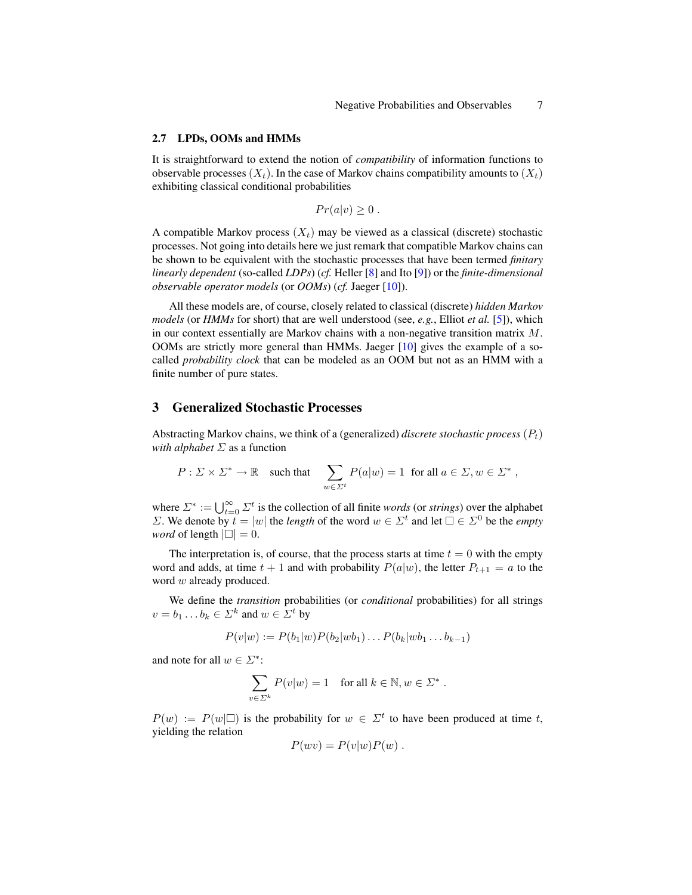### 2.7 LPDs, OOMs and HMMs

It is straightforward to extend the notion of *compatibility* of information functions to observable processes $(X_t)$. In the case of Markov chains compatibility amounts to $(X_t)$ exhibiting classical conditional probabilities

$$Pr(a|v) \geq 0 \; .$$

A compatible Markov process $(X_t)$ may be viewed as a classical (discrete) stochastic processes. Not going into details here we just remark that compatible Markov chains can be shown to be equivalent with the stochastic processes that have been termed *finitary linearly dependent* (so-called *LDPs*) (*cf.* Heller [8] and Ito [9]) or the *finite-dimensional observable operator models* (or *OOMs*) (*cf.* Jaeger [10]).

All these models are, of course, closely related to classical (discrete) *hidden Markov models* (or *HMMs* for short) that are well understood (see, *e.g.*, Elliot *et al.* [5]), which in our context essentially are Markov chains with a non-negative transition matrix $M$. OOMs are strictly more general than HMMs. Jaeger [10] gives the example of a so-called *probability clock* that can be modeled as an OOM but not as an HMM with a finite number of pure states.

## 3 Generalized Stochastic Processes

Abstracting Markov chains, we think of a (generalized) *discrete stochastic process* $(P_t)$ *with alphabet* $\Sigma$ as a function

$$P : \Sigma \times \Sigma^* \to \mathbb{R} \quad \text{such that} \quad \sum_{w \in \Sigma^t} P(a|w) = 1 \;\; \text{for all } a \in \Sigma, w \in \Sigma^* \; ,$$

where $\Sigma^* := \bigcup_{t=0}^{\infty} \Sigma^t$ is the collection of all finite *words* (or *strings*) over the alphabet $\Sigma$. We denote by $t = |w|$ the *length* of the word $w \in \Sigma^t$ and let $\Box \in \Sigma^0$ be the *empty word* of length $|\Box| = 0$.

The interpretation is, of course, that the process starts at time $t = 0$ with the empty word and adds, at time $t + 1$ and with probability $P(a|w)$, the letter $P_{t+1} = a$ to the word $w$ already produced.

We define the *transition* probabilities (or *conditional* probabilities) for all strings $v = b_1 \dots b_k \in \Sigma^k$ and $w \in \Sigma^t$ by

$$P(v|w) := P(b_1|w)P(b_2|wb_1) \dots P(b_k|wb_1 \dots b_{k-1})$$

and note for all $w \in \Sigma^*$:

$$\sum_{v \in \Sigma^k} P(v|w) = 1 \quad \text{for all } k \in \mathbb{N}, w \in \Sigma^* \; .$$

$P(w) := P(w|\Box)$ is the probability for $w \in \Sigma^t$ to have been produced at time $t$, yielding the relation

$$P(wv) = P(v|w)P(w) \; .$$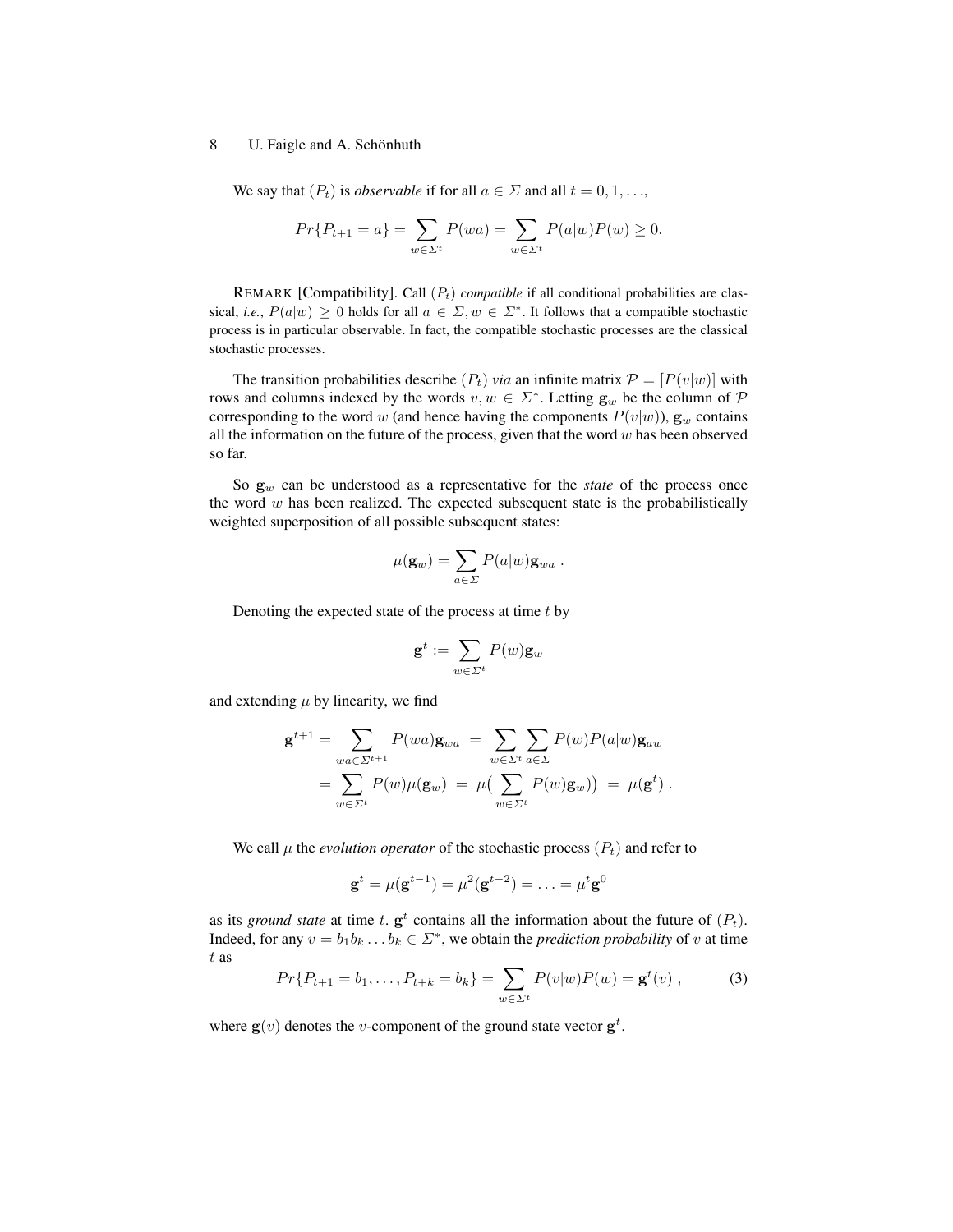We say that $(P_t)$ is *observable* if for all $a \in \Sigma$ and all $t = 0, 1, \ldots$,

$$Pr\{P_{t+1} = a\} = \sum_{w \in \Sigma^t} P(wa) = \sum_{w \in \Sigma^t} P(a|w)P(w) \geq 0.$$

REMARK [Compatibility]. Call $(P_t)$ *compatible* if all conditional probabilities are classical, *i.e.*, $P(a|w) \geq 0$ holds for all $a \in \Sigma, w \in \Sigma^*$. It follows that a compatible stochastic process is in particular observable. In fact, the compatible stochastic processes are the classical stochastic processes.

The transition probabilities describe $(P_t)$ *via* an infinite matrix $\mathcal{P} = [P(v|w)]$ with rows and columns indexed by the words $v, w \in \Sigma^*$. Letting $\mathbf{g}_w$ be the column of $\mathcal{P}$ corresponding to the word $w$ (and hence having the components $P(v|w)$), $\mathbf{g}_w$ contains all the information on the future of the process, given that the word $w$ has been observed so far.

So $\mathbf{g}_w$ can be understood as a representative for the *state* of the process once the word $w$ has been realized. The expected subsequent state is the probabilistically weighted superposition of all possible subsequent states:

$$\mu(\mathbf{g}_w) = \sum_{a \in \Sigma} P(a|w)\mathbf{g}_{wa} \ .$$

Denoting the expected state of the process at time $t$ by

$$\mathbf{g}^t := \sum_{w \in \Sigma^t} P(w)\mathbf{g}_w$$

and extending $\mu$ by linearity, we find

$$\begin{aligned}
\mathbf{g}^{t+1} = \sum_{wa \in \Sigma^{t+1}} P(wa)\mathbf{g}_{wa} \ &= \ \sum_{w \in \Sigma^t} \sum_{a \in \Sigma} P(w)P(a|w)\mathbf{g}_{aw} \\
= \sum_{w \in \Sigma^t} P(w)\mu(\mathbf{g}_w) \ &= \ \mu\big(\sum_{w \in \Sigma^t} P(w)\mathbf{g}_w)\big) \ = \ \mu(\mathbf{g}^t) \ .
\end{aligned}$$

We call $\mu$ the *evolution operator* of the stochastic process $(P_t)$ and refer to

$$\mathbf{g}^t = \mu(\mathbf{g}^{t-1}) = \mu^2(\mathbf{g}^{t-2}) = \ldots = \mu^t \mathbf{g}^0$$

as its *ground state* at time $t$. $\mathbf{g}^t$ contains all the information about the future of $(P_t)$. Indeed, for any $v = b_1 b_k \ldots b_k \in \Sigma^*$, we obtain the *prediction probability* of $v$ at time $t$ as

$$Pr\{P_{t+1} = b_1, \ldots, P_{t+k} = b_k\} = \sum_{w \in \Sigma^t} P(v|w)P(w) = \mathbf{g}^t(v) \ , \tag{3}$$

where $\mathbf{g}(v)$ denotes the $v$-component of the ground state vector $\mathbf{g}^t$.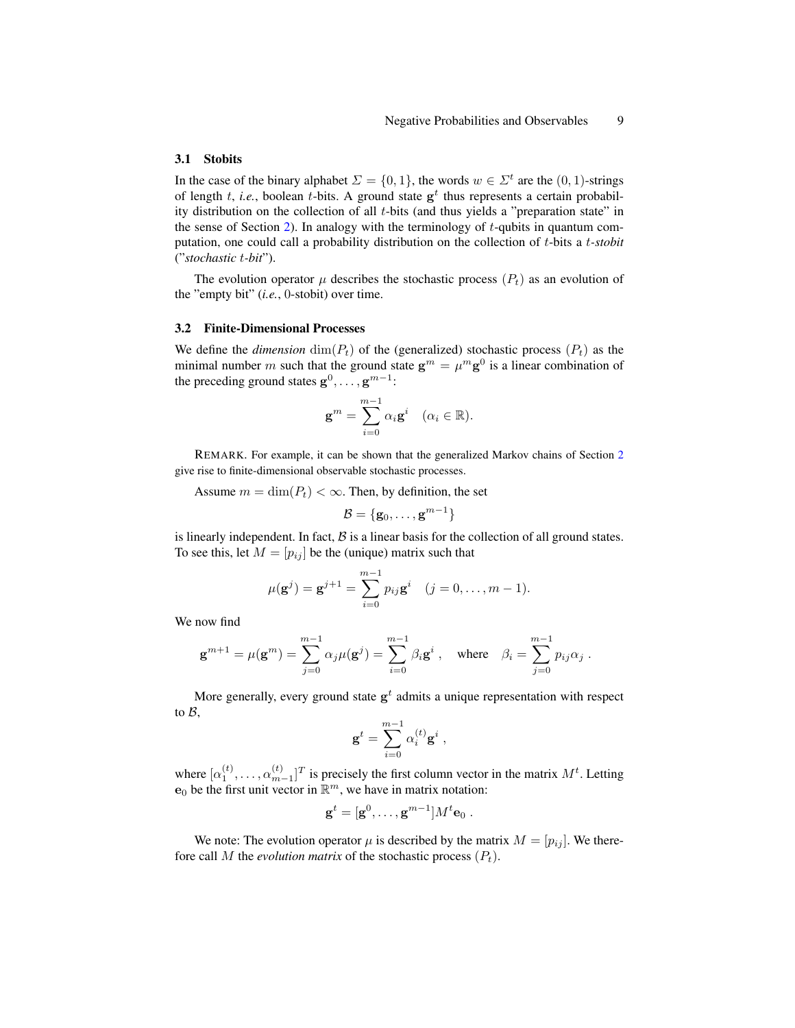### 3.1 Stobits

In the case of the binary alphabet $\Sigma = \{0, 1\}$, the words $w \in \Sigma^t$ are the $(0, 1)$-strings of length $t$, *i.e.*, boolean $t$-bits. A ground state $\mathbf{g}^t$ thus represents a certain probability distribution on the collection of all $t$-bits (and thus yields a "preparation state" in the sense of Section 2). In analogy with the terminology of $t$-qubits in quantum computation, one could call a probability distribution on the collection of $t$-bits a *$t$-stobit* ("*stochastic $t$-bit*").

The evolution operator $\mu$ describes the stochastic process $(P_t)$ as an evolution of the "empty bit" (*i.e.*, 0-stobit) over time.

### 3.2 Finite-Dimensional Processes

We define the *dimension* $\dim(P_t)$ of the (generalized) stochastic process $(P_t)$ as the minimal number $m$ such that the ground state $\mathbf{g}^m = \mu^m \mathbf{g}^0$ is a linear combination of the preceding ground states $\mathbf{g}^0, \ldots, \mathbf{g}^{m-1}$:

$$\mathbf{g}^m = \sum_{i=0}^{m-1} \alpha_i \mathbf{g}^i \quad (\alpha_i \in \mathbb{R}).$$

REMARK. For example, it can be shown that the generalized Markov chains of Section 2 give rise to finite-dimensional observable stochastic processes.

Assume $m = \dim(P_t) < \infty$. Then, by definition, the set

$$\mathcal{B} = \{\mathbf{g}_0, \ldots, \mathbf{g}^{m-1}\}$$

is linearly independent. In fact, $\mathcal{B}$ is a linear basis for the collection of all ground states. To see this, let $M = [p_{ij}]$ be the (unique) matrix such that

$$\mu(\mathbf{g}^j) = \mathbf{g}^{j+1} = \sum_{i=0}^{m-1} p_{ij} \mathbf{g}^i \quad (j = 0, \ldots, m-1).$$

We now find

$$\mathbf{g}^{m+1} = \mu(\mathbf{g}^m) = \sum_{j=0}^{m-1} \alpha_j \mu(\mathbf{g}^j) = \sum_{i=0}^{m-1} \beta_i \mathbf{g}^i \; , \quad \text{where} \quad \beta_i = \sum_{j=0}^{m-1} p_{ij} \alpha_j \; .$$

More generally, every ground state $\mathbf{g}^t$ admits a unique representation with respect to $\mathcal{B}$,

$$\mathbf{g}^t = \sum_{i=0}^{m-1} \alpha_i^{(t)} \mathbf{g}^i \; ,$$

where $[\alpha_1^{(t)}, \ldots, \alpha_{m-1}^{(t)}]^T$ is precisely the first column vector in the matrix $M^t$. Letting $\mathbf{e}_0$ be the first unit vector in $\mathbb{R}^m$, we have in matrix notation:

$$\mathbf{g}^t = [\mathbf{g}^0, \ldots, \mathbf{g}^{m-1}] M^t \mathbf{e}_0 \; .$$

We note: The evolution operator $\mu$ is described by the matrix $M = [p_{ij}]$. We therefore call $M$ the *evolution matrix* of the stochastic process $(P_t)$.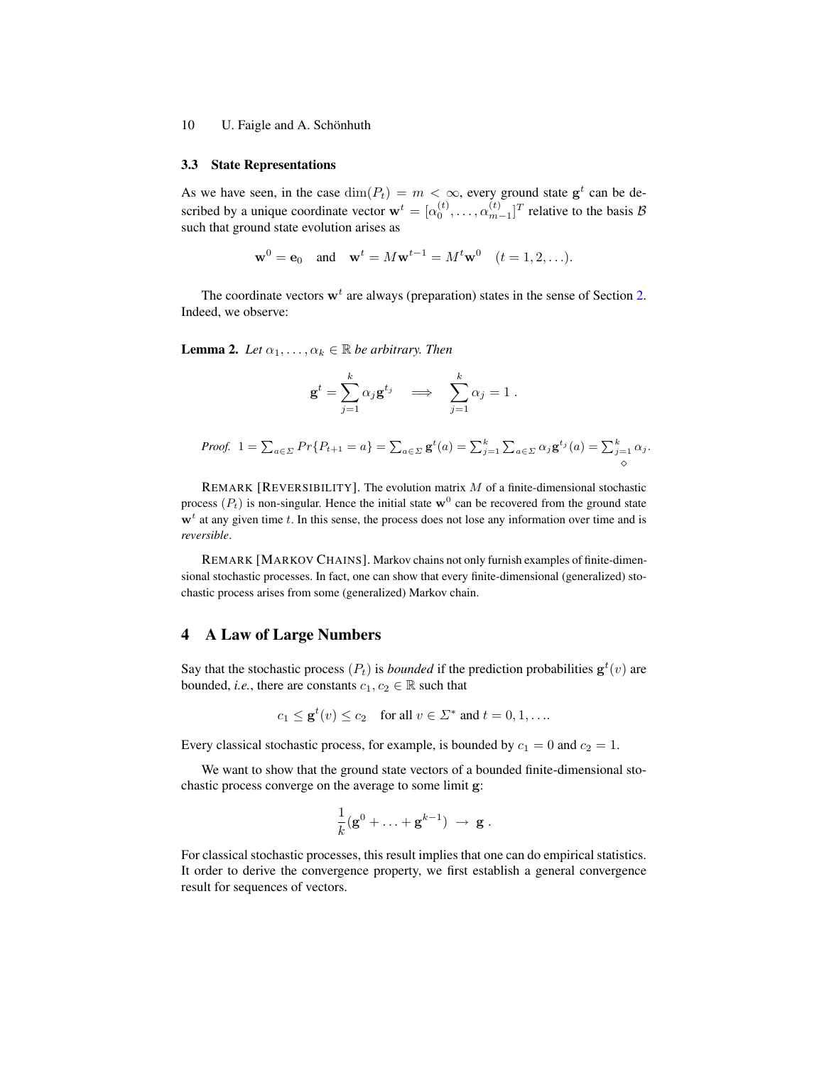### 3.3 State Representations

As we have seen, in the case $\dim(P_t) = m < \infty$, every ground state $\mathbf{g}^t$ can be described by a unique coordinate vector $\mathbf{w}^t = [\alpha_0^{(t)}, \ldots, \alpha_{m-1}^{(t)}]^T$ relative to the basis $\mathcal{B}$ such that ground state evolution arises as

$$\mathbf{w}^0 = \mathbf{e}_0 \quad \text{and} \quad \mathbf{w}^t = M\mathbf{w}^{t-1} = M^t\mathbf{w}^0 \quad (t = 1, 2, \ldots).$$

The coordinate vectors $\mathbf{w}^t$ are always (preparation) states in the sense of Section 2. Indeed, we observe:

**Lemma 2.** *Let $\alpha_1, \ldots, \alpha_k \in \mathbb{R}$ be arbitrary. Then*

$$\mathbf{g}^t = \sum_{j=1}^{k} \alpha_j \mathbf{g}^{t_j} \quad \Longrightarrow \quad \sum_{j=1}^{k} \alpha_j = 1 \; .$$

*Proof.* $1 = \sum_{a \in \Sigma} Pr\{P_{t+1} = a\} = \sum_{a \in \Sigma} \mathbf{g}^t(a) = \sum_{j=1}^{k} \sum_{a \in \Sigma} \alpha_j \mathbf{g}^{t_j}(a) = \sum_{j=1}^{k} \alpha_j.$ ⋄

REMARK [REVERSIBILITY]. The evolution matrix $M$ of a finite-dimensional stochastic process $(P_t)$ is non-singular. Hence the initial state $\mathbf{w}^0$ can be recovered from the ground state $\mathbf{w}^t$ at any given time $t$. In this sense, the process does not lose any information over time and is *reversible*.

REMARK [MARKOV CHAINS]. Markov chains not only furnish examples of finite-dimensional stochastic processes. In fact, one can show that every finite-dimensional (generalized) stochastic process arises from some (generalized) Markov chain.

## 4 A Law of Large Numbers

Say that the stochastic process $(P_t)$ is *bounded* if the prediction probabilities $\mathbf{g}^t(v)$ are bounded, *i.e.*, there are constants $c_1, c_2 \in \mathbb{R}$ such that

$$c_1 \leq \mathbf{g}^t(v) \leq c_2 \quad \text{for all } v \in \Sigma^* \text{ and } t = 0, 1, \ldots.$$

Every classical stochastic process, for example, is bounded by $c_1 = 0$ and $c_2 = 1$.

We want to show that the ground state vectors of a bounded finite-dimensional stochastic process converge on the average to some limit $\mathbf{g}$:

$$\frac{1}{k}(\mathbf{g}^0 + \ldots + \mathbf{g}^{k-1}) \; \rightarrow \; \mathbf{g} \; .$$

For classical stochastic processes, this result implies that one can do empirical statistics. It order to derive the convergence property, we first establish a general convergence result for sequences of vectors.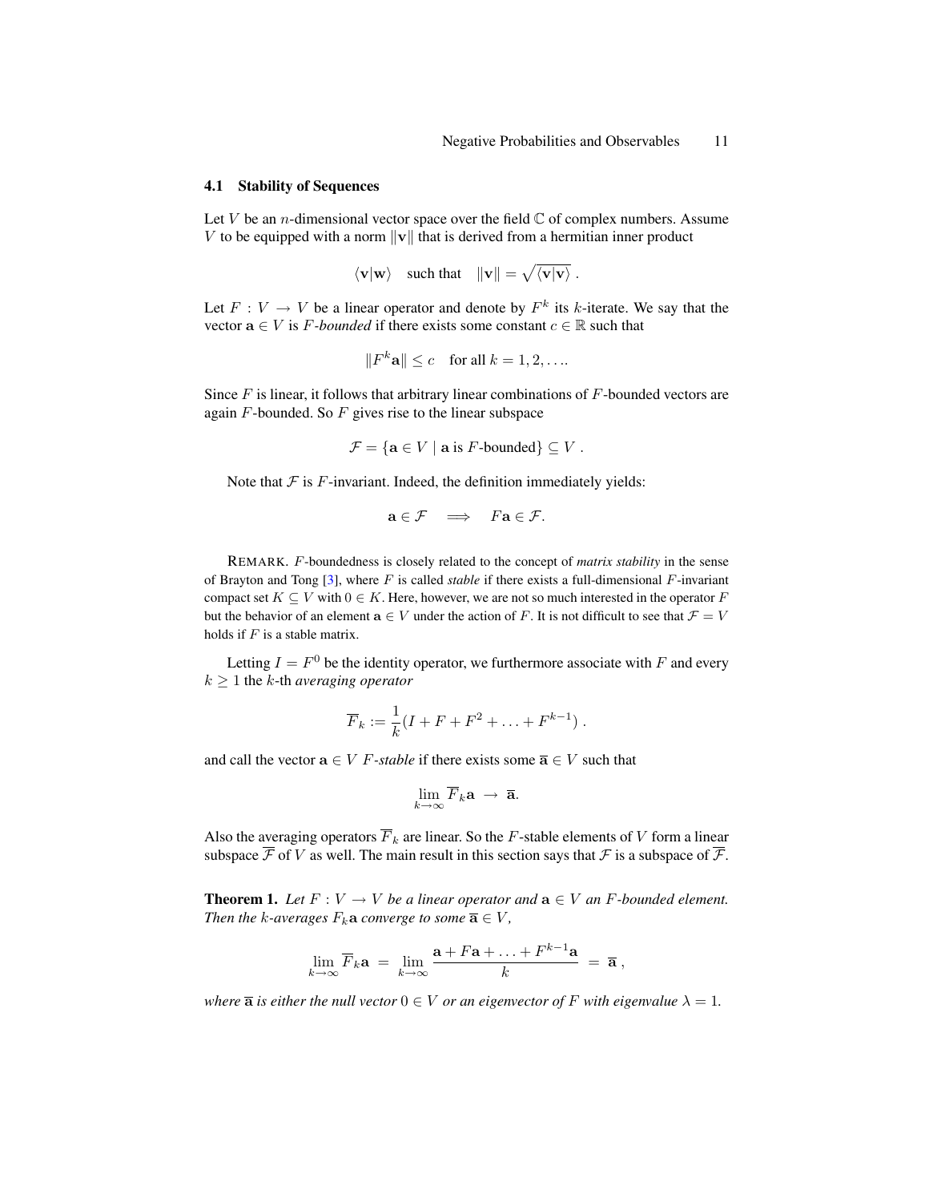### 4.1 Stability of Sequences

Let $V$ be an $n$-dimensional vector space over the field $\mathbb{C}$ of complex numbers. Assume $V$ to be equipped with a norm $\|\mathbf{v}\|$ that is derived from a hermitian inner product

$$\langle \mathbf{v}|\mathbf{w}\rangle \quad \text{such that} \quad \|\mathbf{v}\| = \sqrt{\langle \mathbf{v}|\mathbf{v}\rangle} \; .$$

Let $F : V \to V$ be a linear operator and denote by $F^k$ its $k$-iterate. We say that the vector $\mathbf{a} \in V$ is *$F$-bounded* if there exists some constant $c \in \mathbb{R}$ such that

$$\|F^k \mathbf{a}\| \leq c \quad \text{for all } k = 1, 2, \ldots.$$

Since $F$ is linear, it follows that arbitrary linear combinations of $F$-bounded vectors are again $F$-bounded. So $F$ gives rise to the linear subspace

$$\mathcal{F} = \{\mathbf{a} \in V \mid \mathbf{a} \text{ is } F\text{-bounded}\} \subseteq V \; .$$

Note that $\mathcal{F}$ is $F$-invariant. Indeed, the definition immediately yields:

$$\mathbf{a} \in \mathcal{F} \quad \Longrightarrow \quad F\mathbf{a} \in \mathcal{F}.$$

REMARK. $F$-boundedness is closely related to the concept of *matrix stability* in the sense of Brayton and Tong [3], where $F$ is called *stable* if there exists a full-dimensional $F$-invariant compact set $K \subseteq V$ with $0 \in K$. Here, however, we are not so much interested in the operator $F$ but the behavior of an element $\mathbf{a} \in V$ under the action of $F$. It is not difficult to see that $\mathcal{F} = V$ holds if $F$ is a stable matrix.

Letting $I = F^0$ be the identity operator, we furthermore associate with $F$ and every $k \geq 1$ the $k$-th *averaging operator*

$$\overline{F}_k := \frac{1}{k}(I + F + F^2 + \ldots + F^{k-1}) \; .$$

and call the vector $\mathbf{a} \in V$ *$F$-stable* if there exists some $\overline{\mathbf{a}} \in V$ such that

$$\lim_{k\to\infty} \overline{F}_k \mathbf{a} \; \to \; \overline{\mathbf{a}}.$$

Also the averaging operators $\overline{F}_k$ are linear. So the $F$-stable elements of $V$ form a linear subspace $\overline{\mathcal{F}}$ of $V$ as well. The main result in this section says that $\mathcal{F}$ is a subspace of $\overline{\mathcal{F}}$.

**Theorem 1.** *Let $F : V \to V$ be a linear operator and $\mathbf{a} \in V$ an $F$-bounded element. Then the $k$-averages $F_k \mathbf{a}$ converge to some $\overline{\mathbf{a}} \in V$,*

$$\lim_{k\to\infty} \overline{F}_k \mathbf{a} \; = \; \lim_{k\to\infty} \frac{\mathbf{a} + F\mathbf{a} + \ldots + F^{k-1}\mathbf{a}}{k} \; = \; \overline{\mathbf{a}} \, ,$$

*where $\overline{\mathbf{a}}$ is either the null vector $0 \in V$ or an eigenvector of $F$ with eigenvalue $\lambda = 1$.*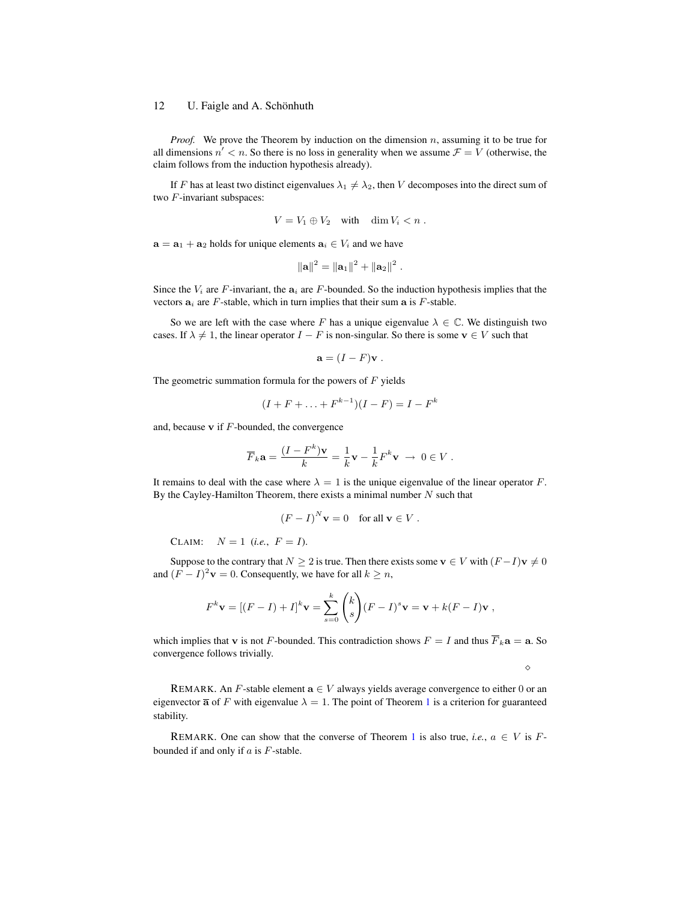*Proof.* We prove the Theorem by induction on the dimension $n$, assuming it to be true for all dimensions $n' < n$. So there is no loss in generality when we assume $\mathcal{F} = V$ (otherwise, the claim follows from the induction hypothesis already).

If $F$ has at least two distinct eigenvalues $\lambda_1 \neq \lambda_2$, then $V$ decomposes into the direct sum of two $F$-invariant subspaces:

$$V = V_1 \oplus V_2 \quad \text{with} \quad \dim V_i < n \ .$$

$\mathbf{a} = \mathbf{a}_1 + \mathbf{a}_2$ holds for unique elements $\mathbf{a}_i \in V_i$ and we have

$$\|\mathbf{a}\|^2 = \|\mathbf{a}_1\|^2 + \|\mathbf{a}_2\|^2 \ .$$

Since the $V_i$ are $F$-invariant, the $\mathbf{a}_i$ are $F$-bounded. So the induction hypothesis implies that the vectors $\mathbf{a}_i$ are $F$-stable, which in turn implies that their sum $\mathbf{a}$ is $F$-stable.

So we are left with the case where $F$ has a unique eigenvalue $\lambda \in \mathbb{C}$. We distinguish two cases. If $\lambda \neq 1$, the linear operator $I - F$ is non-singular. So there is some $\mathbf{v} \in V$ such that

$$\mathbf{a} = (I - F)\mathbf{v} \ .$$

The geometric summation formula for the powers of $F$ yields

$$(I + F + \ldots + F^{k-1})(I - F) = I - F^k$$

and, because $\mathbf{v}$ if $F$-bounded, the convergence

$$\overline{F}_k \mathbf{a} = \frac{(I - F^k)\mathbf{v}}{k} = \frac{1}{k}\mathbf{v} - \frac{1}{k}F^k\mathbf{v} \ \rightarrow \ 0 \in V \ .$$

It remains to deal with the case where $\lambda = 1$ is the unique eigenvalue of the linear operator $F$. By the Cayley-Hamilton Theorem, there exists a minimal number $N$ such that

$$(F - I)^N \mathbf{v} = 0 \quad \text{for all } \mathbf{v} \in V \ .$$

CLAIM: $\quad N = 1$ (*i.e.*, $F = I$).

Suppose to the contrary that $N \geq 2$ is true. Then there exists some $\mathbf{v} \in V$ with $(F - I)\mathbf{v} \neq 0$ and $(F - I)^2\mathbf{v} = 0$. Consequently, we have for all $k \geq n$,

$$F^k \mathbf{v} = [(F - I) + I]^k \mathbf{v} = \sum_{s=0}^{k} \binom{k}{s} (F - I)^s \mathbf{v} = \mathbf{v} + k(F - I)\mathbf{v} \ ,$$

which implies that $\mathbf{v}$ is not $F$-bounded. This contradiction shows $F = I$ and thus $\overline{F}_k \mathbf{a} = \mathbf{a}$. So convergence follows trivially.

$\diamond$

REMARK. An $F$-stable element $\mathbf{a} \in V$ always yields average convergence to either $0$ or an eigenvector $\overline{\mathbf{a}}$ of $F$ with eigenvalue $\lambda = 1$. The point of Theorem 1 is a criterion for guaranteed stability.

REMARK. One can show that the converse of Theorem 1 is also true, *i.e.*, $a \in V$ is $F$-bounded if and only if $a$ is $F$-stable.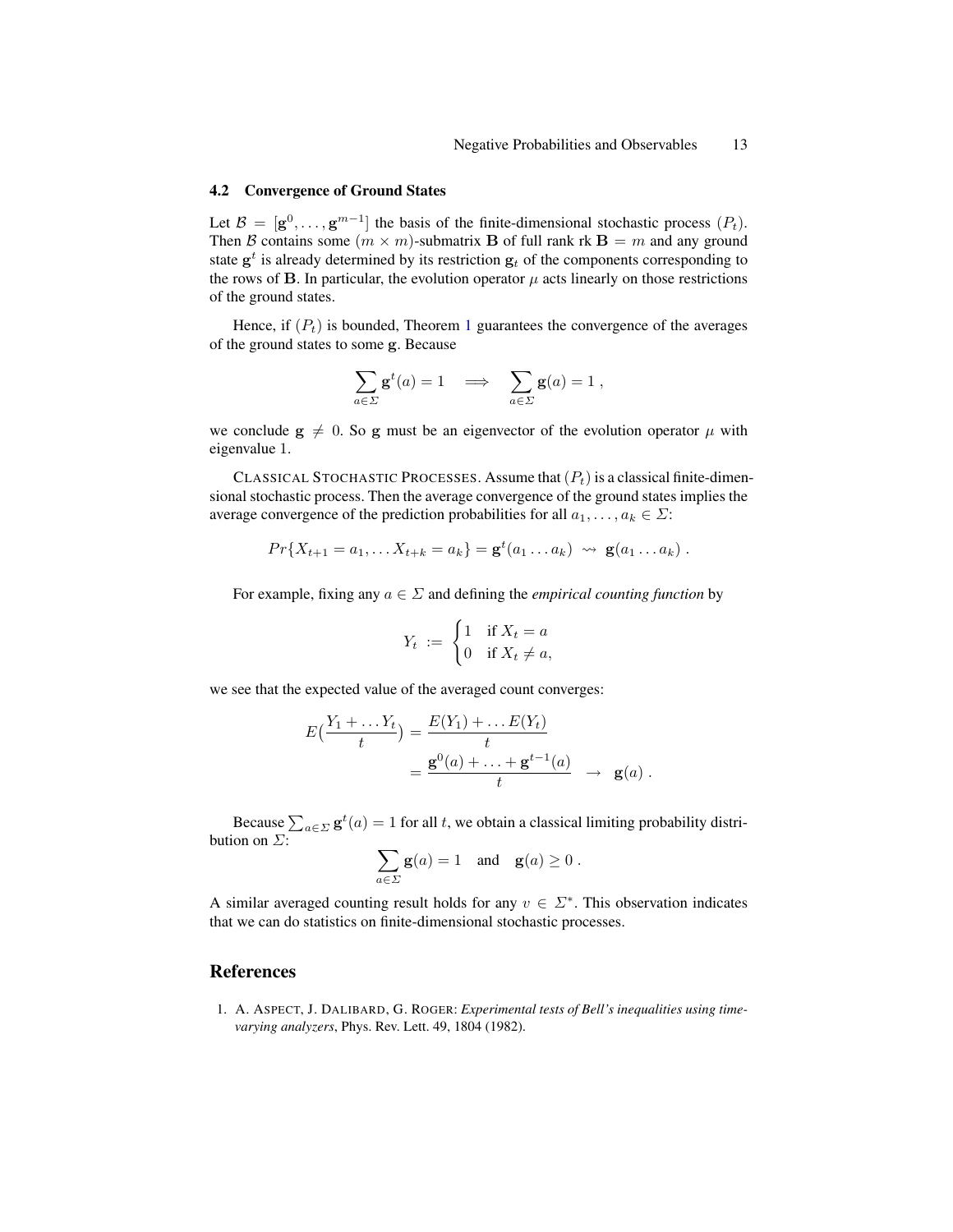### 4.2 Convergence of Ground States

Let $\mathcal{B} = [\mathbf{g}^0, \ldots, \mathbf{g}^{m-1}]$ the basis of the finite-dimensional stochastic process $(P_t)$. Then $\mathcal{B}$ contains some $(m \times m)$-submatrix $\mathbf{B}$ of full rank $\text{rk}\,\mathbf{B} = m$ and any ground state $\mathbf{g}^t$ is already determined by its restriction $\mathbf{g}_t$ of the components corresponding to the rows of $\mathbf{B}$. In particular, the evolution operator $\mu$ acts linearly on those restrictions of the ground states.

Hence, if $(P_t)$ is bounded, Theorem 1 guarantees the convergence of the averages of the ground states to some $\mathbf{g}$. Because

$$\sum_{a \in \Sigma} \mathbf{g}^t(a) = 1 \quad \Longrightarrow \quad \sum_{a \in \Sigma} \mathbf{g}(a) = 1 \;,$$

we conclude $\mathbf{g} \neq 0$. So $\mathbf{g}$ must be an eigenvector of the evolution operator $\mu$ with eigenvalue 1.

Classical Stochastic Processes. Assume that $(P_t)$ is a classical finite-dimensional stochastic process. Then the average convergence of the ground states implies the average convergence of the prediction probabilities for all $a_1, \ldots, a_k \in \Sigma$:

$$Pr\{X_{t+1} = a_1, \ldots X_{t+k} = a_k\} = \mathbf{g}^t(a_1 \ldots a_k) \;\rightsquigarrow\; \mathbf{g}(a_1 \ldots a_k) \;.$$

For example, fixing any $a \in \Sigma$ and defining the *empirical counting function* by

$$Y_t \;:=\; \begin{cases} 1 & \text{if } X_t = a \\ 0 & \text{if } X_t \neq a, \end{cases}$$

we see that the expected value of the averaged count converges:

$$E\Big(\frac{Y_1 + \ldots Y_t}{t}\Big) = \frac{E(Y_1) + \ldots E(Y_t)}{t} = \frac{\mathbf{g}^0(a) + \ldots + \mathbf{g}^{t-1}(a)}{t} \quad \rightarrow \quad \mathbf{g}(a) \;.$$

Because $\sum_{a \in \Sigma} \mathbf{g}^t(a) = 1$ for all $t$, we obtain a classical limiting probability distribution on $\Sigma$:

$$\sum_{a \in \Sigma} \mathbf{g}(a) = 1 \quad \text{and} \quad \mathbf{g}(a) \geq 0 \;.$$

A similar averaged counting result holds for any $v \in \Sigma^*$. This observation indicates that we can do statistics on finite-dimensional stochastic processes.

## References

1. A. Aspect, J. Dalibard, G. Roger: *Experimental tests of Bell's inequalities using time-varying analyzers*, Phys. Rev. Lett. 49, 1804 (1982).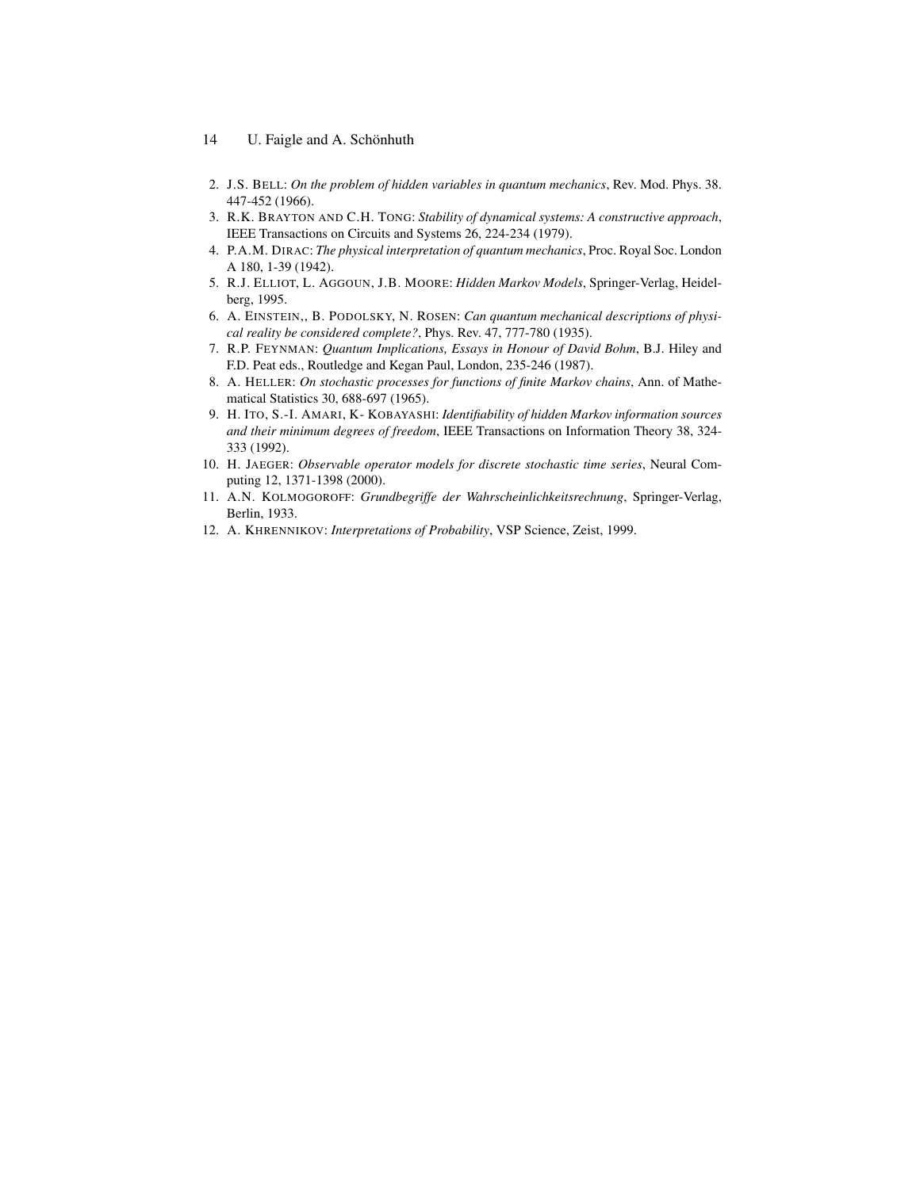2. J.S. BELL: *On the problem of hidden variables in quantum mechanics*, Rev. Mod. Phys. 38. 447-452 (1966).
3. R.K. BRAYTON AND C.H. TONG: *Stability of dynamical systems: A constructive approach*, IEEE Transactions on Circuits and Systems 26, 224-234 (1979).
4. P.A.M. DIRAC: *The physical interpretation of quantum mechanics*, Proc. Royal Soc. London A 180, 1-39 (1942).
5. R.J. ELLIOT, L. AGGOUN, J.B. MOORE: *Hidden Markov Models*, Springer-Verlag, Heidelberg, 1995.
6. A. EINSTEIN,, B. PODOLSKY, N. ROSEN: *Can quantum mechanical descriptions of physical reality be considered complete?*, Phys. Rev. 47, 777-780 (1935).
7. R.P. FEYNMAN: *Quantum Implications, Essays in Honour of David Bohm*, B.J. Hiley and F.D. Peat eds., Routledge and Kegan Paul, London, 235-246 (1987).
8. A. HELLER: *On stochastic processes for functions of finite Markov chains*, Ann. of Mathematical Statistics 30, 688-697 (1965).
9. H. ITO, S.-I. AMARI, K- KOBAYASHI: *Identifiability of hidden Markov information sources and their minimum degrees of freedom*, IEEE Transactions on Information Theory 38, 324-333 (1992).
10. H. JAEGER: *Observable operator models for discrete stochastic time series*, Neural Computing 12, 1371-1398 (2000).
11. A.N. KOLMOGOROFF: *Grundbegriffe der Wahrscheinlichkeitsrechnung*, Springer-Verlag, Berlin, 1933.
12. A. KHRENNIKOV: *Interpretations of Probability*, VSP Science, Zeist, 1999.